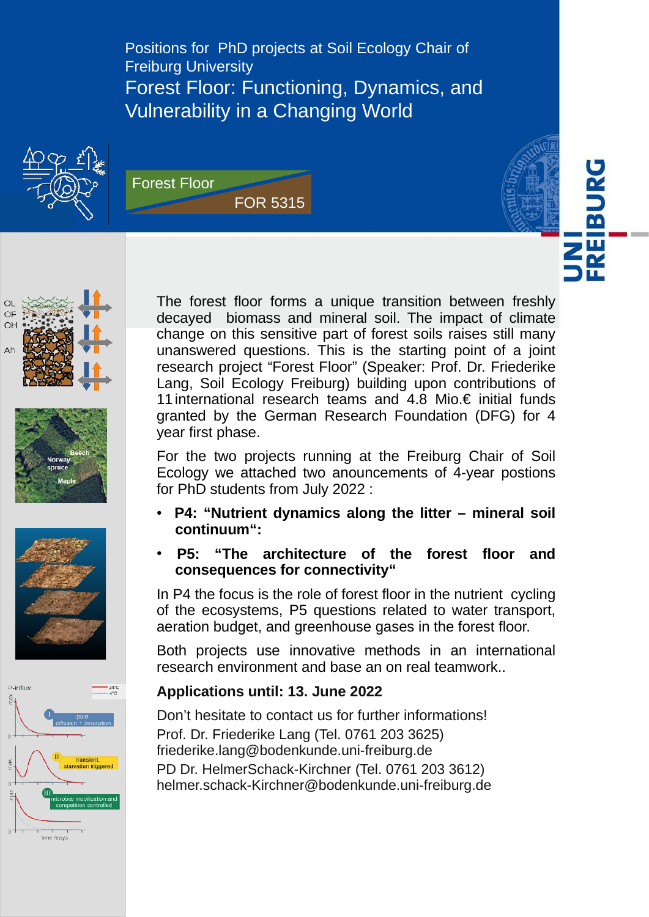Positions for PhD projects at Soil Ecology Chair of Freiburg University

# Forest Floor: Functioning, Dynamics, and Vulnerability in a Changing World

Forest Floor
FOR 5315

The forest floor forms a unique transition between freshly decayed biomass and mineral soil. The impact of climate change on this sensitive part of forest soils raises still many unanswered questions. This is the starting point of a joint research project "Forest Floor" (Speaker: Prof. Dr. Friederike Lang, Soil Ecology Freiburg) building upon contributions of 11 international research teams and 4.8 Mio.€ initial funds granted by the German Research Foundation (DFG) for 4 year first phase.

For the two projects running at the Freiburg Chair of Soil Ecology we attached two anouncements of 4-year postions for PhD students from July 2022 :

- **P4: "Nutrient dynamics along the litter – mineral soil continuum":**
- **P5: "The architecture of the forest floor and consequences for connectivity"**

In P4 the focus is the role of forest floor in the nutrient cycling of the ecosystems, P5 questions related to water transport, aeration budget, and greenhouse gases in the forest floor.

Both projects use innovative methods in an international research environment and base an on real teamwork..

**Applications until: 13. June 2022**

Don't hesitate to contact us for further informations!
Prof. Dr. Friederike Lang (Tel. 0761 203 3625)
friederike.lang@bodenkunde.uni-freiburg.de
PD Dr. HelmerSchack-Kirchner (Tel. 0761 203 3612)
helmer.schack-Kirchner@bodenkunde.uni-freiburg.de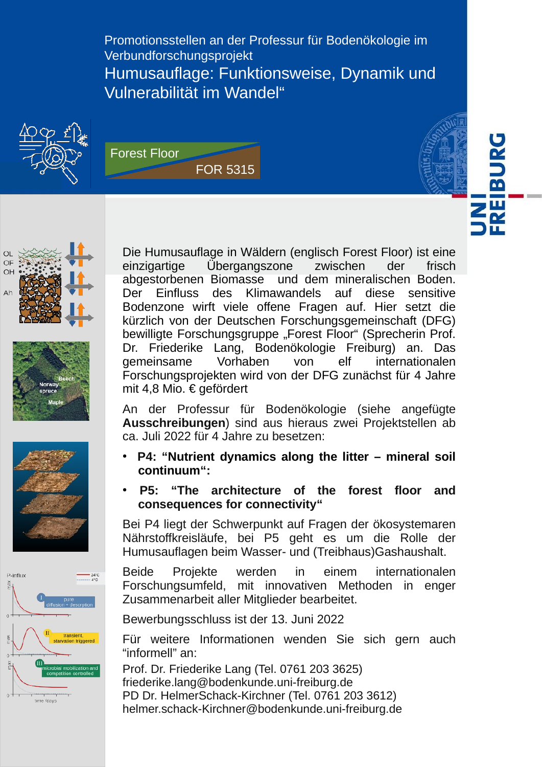Promotionsstellen an der Professur für Bodenökologie im Verbundforschungsprojekt

# Humusauflage: Funktionsweise, Dynamik und Vulnerabilität im Wandel“

Forest Floor
FOR 5315

Die Humusauflage in Wäldern (englisch Forest Floor) ist eine einzigartige Übergangszone zwischen der frisch abgestorbenen Biomasse und dem mineralischen Boden. Der Einfluss des Klimawandels auf diese sensitive Bodenzone wirft viele offene Fragen auf. Hier setzt die kürzlich von der Deutschen Forschungsgemeinschaft (DFG) bewilligte Forschungsgruppe „Forest Floor“ (Sprecherin Prof. Dr. Friederike Lang, Bodenökologie Freiburg) an. Das gemeinsame Vorhaben von elf internationalen Forschungsprojekten wird von der DFG zunächst für 4 Jahre mit 4,8 Mio. € gefördert

An der Professur für Bodenökologie (siehe angefügte **Ausschreibungen**) sind aus hieraus zwei Projektstellen ab ca. Juli 2022 für 4 Jahre zu besetzen:

- **P4: “Nutrient dynamics along the litter – mineral soil continuum“:**
- **P5: “The architecture of the forest floor and consequences for connectivity“**

Bei P4 liegt der Schwerpunkt auf Fragen der ökosystemaren Nährstoffkreisläufe, bei P5 geht es um die Rolle der Humusauflagen beim Wasser- und (Treibhaus)Gashaushalt.

Beide Projekte werden in einem internationalen Forschungsumfeld, mit innovativen Methoden in enger Zusammenarbeit aller Mitglieder bearbeitet.

Bewerbungsschluss ist der 13. Juni 2022

Für weitere Informationen wenden Sie sich gern auch “informell” an:

Prof. Dr. Friederike Lang (Tel. 0761 203 3625)
friederike.lang@bodenkunde.uni-freiburg.de
PD Dr. HelmerSchack-Kirchner (Tel. 0761 203 3612)
helmer.schack-Kirchner@bodenkunde.uni-freiburg.de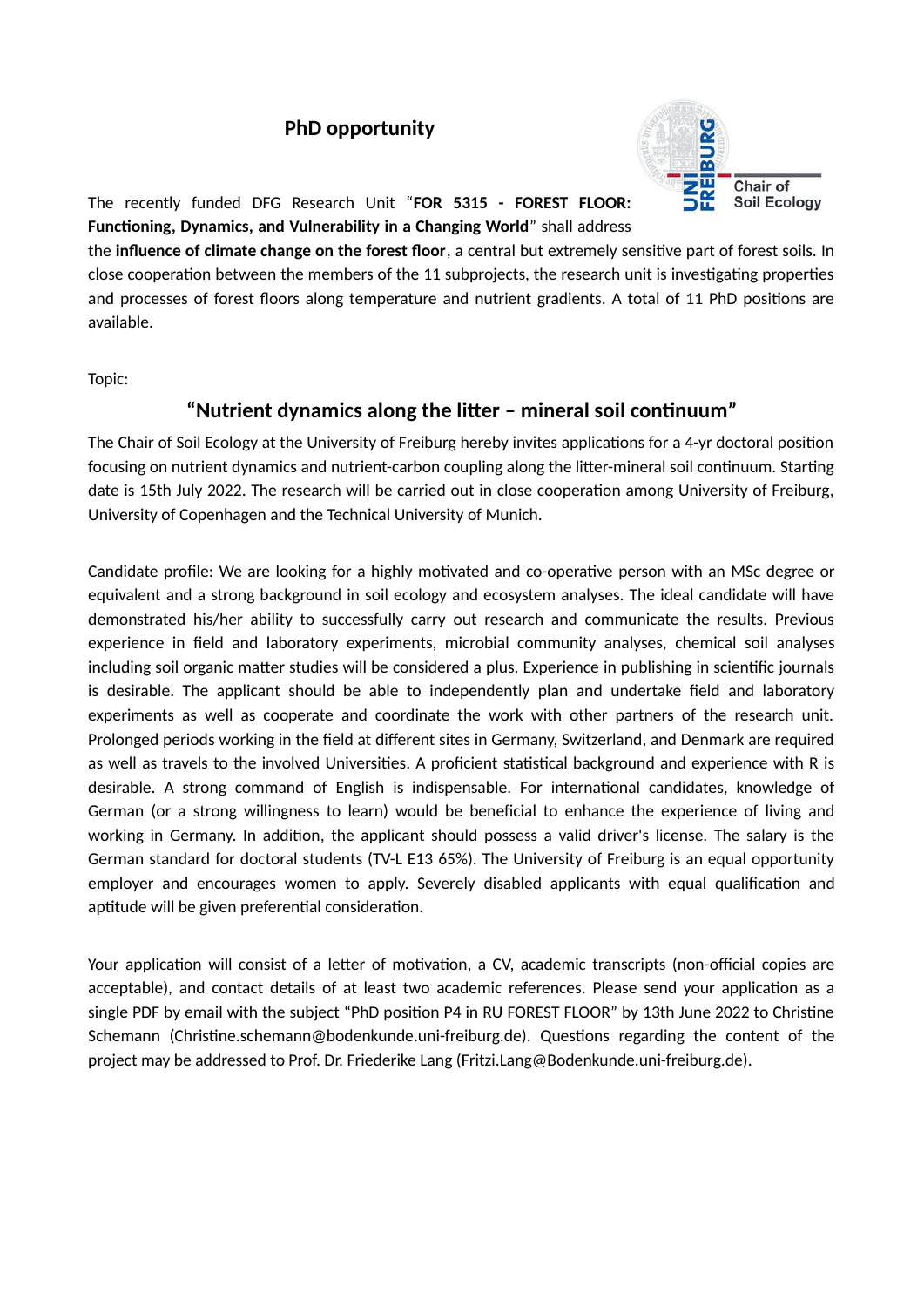# PhD opportunity

The recently funded DFG Research Unit "**FOR 5315 - FOREST FLOOR: Functioning, Dynamics, and Vulnerability in a Changing World**" shall address the **influence of climate change on the forest floor**, a central but extremely sensitive part of forest soils. In close cooperation between the members of the 11 subprojects, the research unit is investigating properties and processes of forest floors along temperature and nutrient gradients. A total of 11 PhD positions are available.

Topic:

## "Nutrient dynamics along the litter – mineral soil continuum"

The Chair of Soil Ecology at the University of Freiburg hereby invites applications for a 4-yr doctoral position focusing on nutrient dynamics and nutrient-carbon coupling along the litter-mineral soil continuum. Starting date is 15th July 2022. The research will be carried out in close cooperation among University of Freiburg, University of Copenhagen and the Technical University of Munich.

Candidate profile: We are looking for a highly motivated and co-operative person with an MSc degree or equivalent and a strong background in soil ecology and ecosystem analyses. The ideal candidate will have demonstrated his/her ability to successfully carry out research and communicate the results. Previous experience in field and laboratory experiments, microbial community analyses, chemical soil analyses including soil organic matter studies will be considered a plus. Experience in publishing in scientific journals is desirable. The applicant should be able to independently plan and undertake field and laboratory experiments as well as cooperate and coordinate the work with other partners of the research unit. Prolonged periods working in the field at different sites in Germany, Switzerland, and Denmark are required as well as travels to the involved Universities. A proficient statistical background and experience with R is desirable. A strong command of English is indispensable. For international candidates, knowledge of German (or a strong willingness to learn) would be beneficial to enhance the experience of living and working in Germany. In addition, the applicant should possess a valid driver's license. The salary is the German standard for doctoral students (TV-L E13 65%). The University of Freiburg is an equal opportunity employer and encourages women to apply. Severely disabled applicants with equal qualification and aptitude will be given preferential consideration.

Your application will consist of a letter of motivation, a CV, academic transcripts (non-official copies are acceptable), and contact details of at least two academic references. Please send your application as a single PDF by email with the subject "PhD position P4 in RU FOREST FLOOR" by 13th June 2022 to Christine Schemann (Christine.schemann@bodenkunde.uni-freiburg.de). Questions regarding the content of the project may be addressed to Prof. Dr. Friederike Lang (Fritzi.Lang@Bodenkunde.uni-freiburg.de).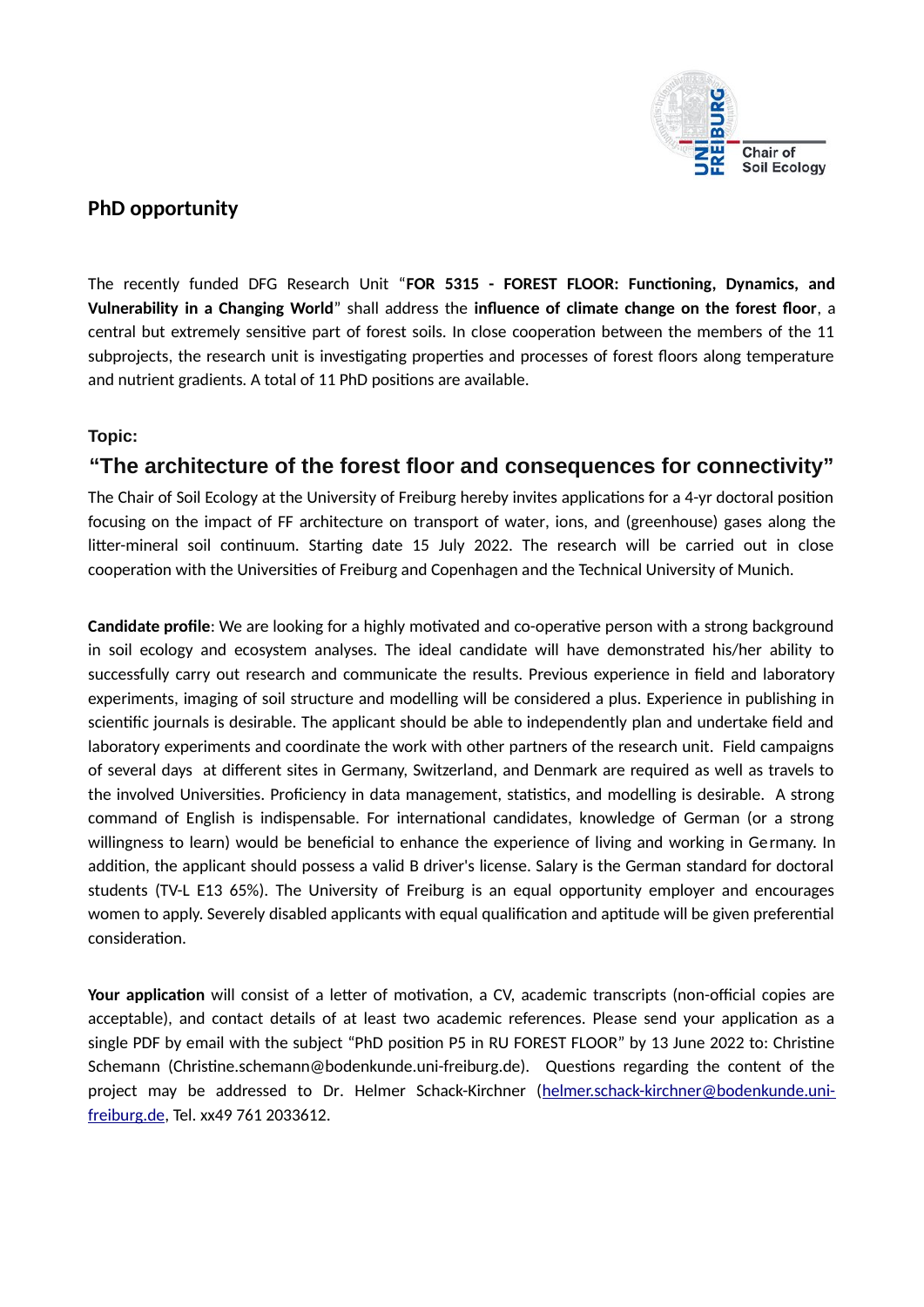Chair of Soil Ecology

## PhD opportunity

The recently funded DFG Research Unit "**FOR 5315 - FOREST FLOOR: Functioning, Dynamics, and Vulnerability in a Changing World**" shall address the **influence of climate change on the forest floor**, a central but extremely sensitive part of forest soils. In close cooperation between the members of the 11 subprojects, the research unit is investigating properties and processes of forest floors along temperature and nutrient gradients. A total of 11 PhD positions are available.

### Topic:

## "The architecture of the forest floor and consequences for connectivity"

The Chair of Soil Ecology at the University of Freiburg hereby invites applications for a 4-yr doctoral position focusing on the impact of FF architecture on transport of water, ions, and (greenhouse) gases along the litter-mineral soil continuum. Starting date 15 July 2022. The research will be carried out in close cooperation with the Universities of Freiburg and Copenhagen and the Technical University of Munich.

**Candidate profile**: We are looking for a highly motivated and co-operative person with a strong background in soil ecology and ecosystem analyses. The ideal candidate will have demonstrated his/her ability to successfully carry out research and communicate the results. Previous experience in field and laboratory experiments, imaging of soil structure and modelling will be considered a plus. Experience in publishing in scientific journals is desirable. The applicant should be able to independently plan and undertake field and laboratory experiments and coordinate the work with other partners of the research unit. Field campaigns of several days at different sites in Germany, Switzerland, and Denmark are required as well as travels to the involved Universities. Proficiency in data management, statistics, and modelling is desirable. A strong command of English is indispensable. For international candidates, knowledge of German (or a strong willingness to learn) would be beneficial to enhance the experience of living and working in Germany. In addition, the applicant should possess a valid B driver's license. Salary is the German standard for doctoral students (TV-L E13 65%). The University of Freiburg is an equal opportunity employer and encourages women to apply. Severely disabled applicants with equal qualification and aptitude will be given preferential consideration.

**Your application** will consist of a letter of motivation, a CV, academic transcripts (non-official copies are acceptable), and contact details of at least two academic references. Please send your application as a single PDF by email with the subject "PhD position P5 in RU FOREST FLOOR" by 13 June 2022 to: Christine Schemann (Christine.schemann@bodenkunde.uni-freiburg.de). Questions regarding the content of the project may be addressed to Dr. Helmer Schack-Kirchner (helmer.schack-kirchner@bodenkunde.uni-freiburg.de, Tel. xx49 761 2033612.